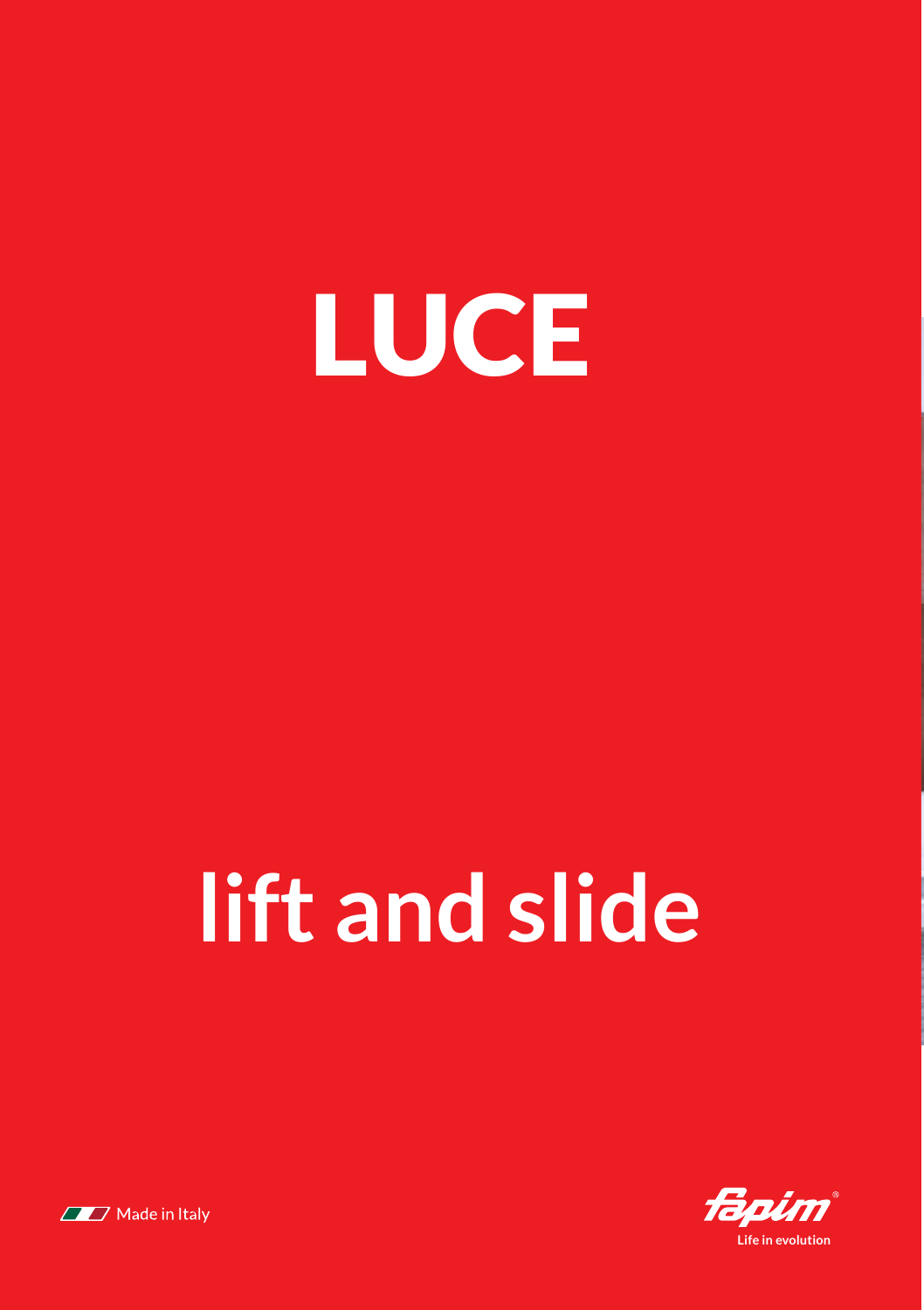# LUCE

# lift and slide

Made in Italy

fapim®
Life in evolution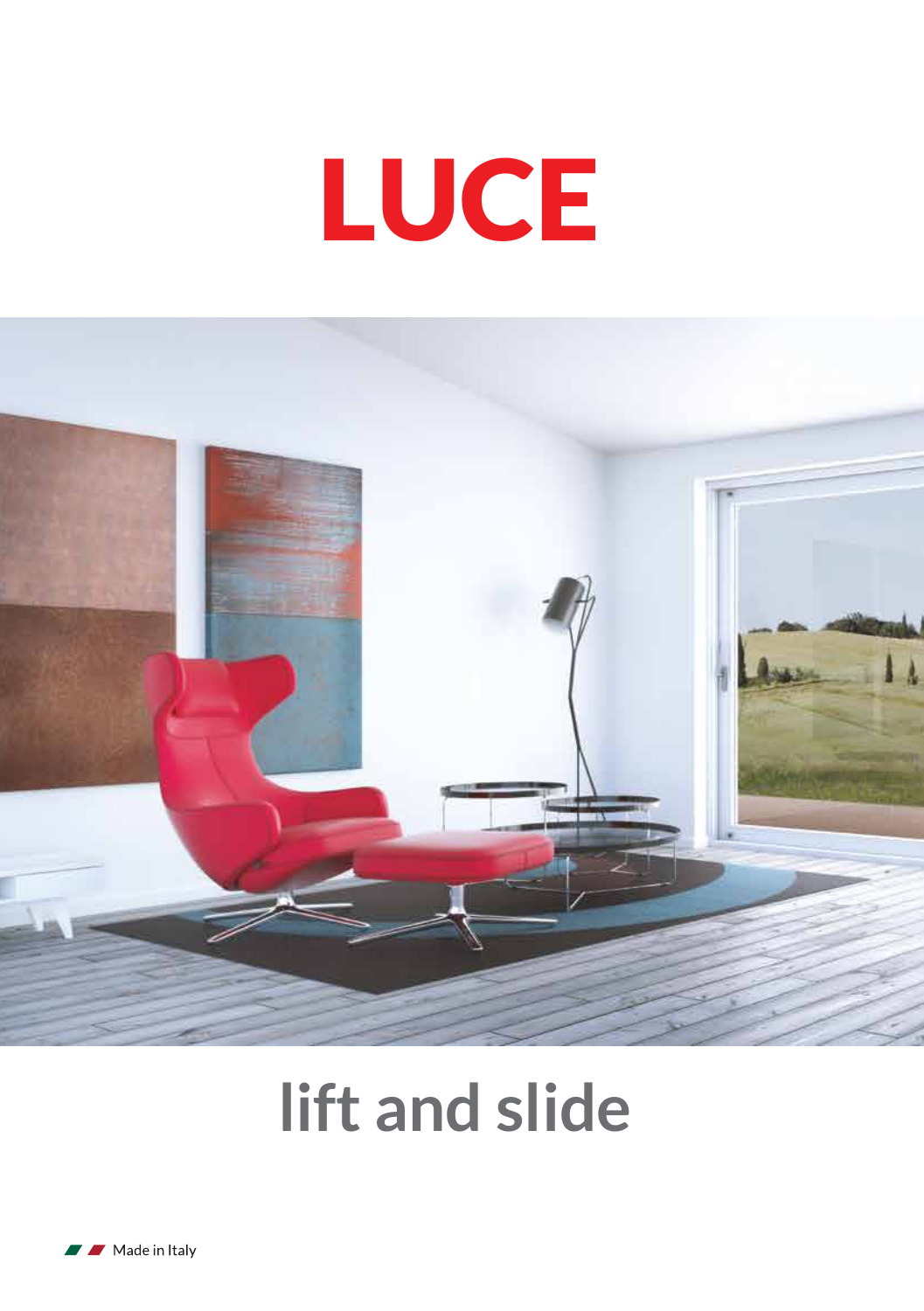# LUCE

# lift and slide

Made in Italy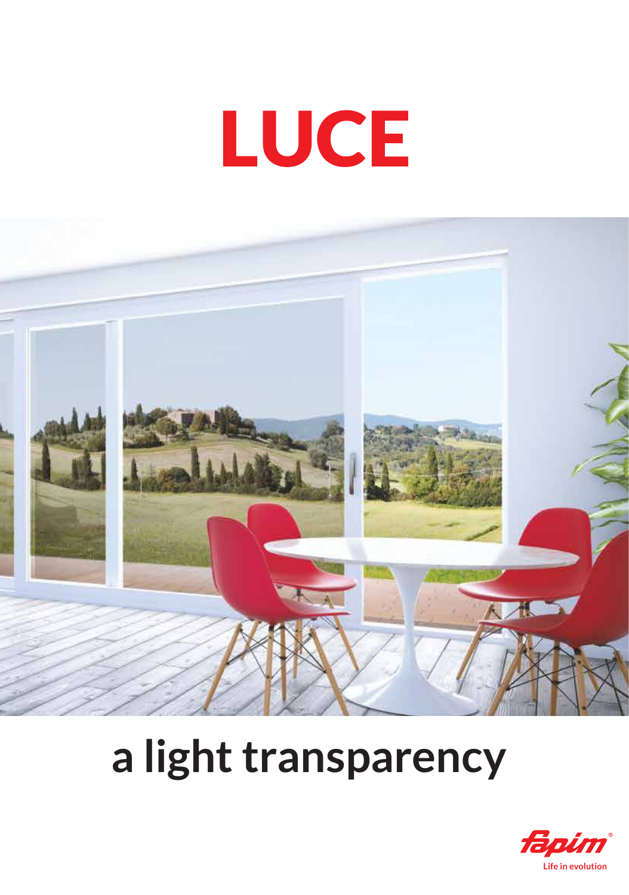# LUCE

## a light transparency

fapim®
Life in evolution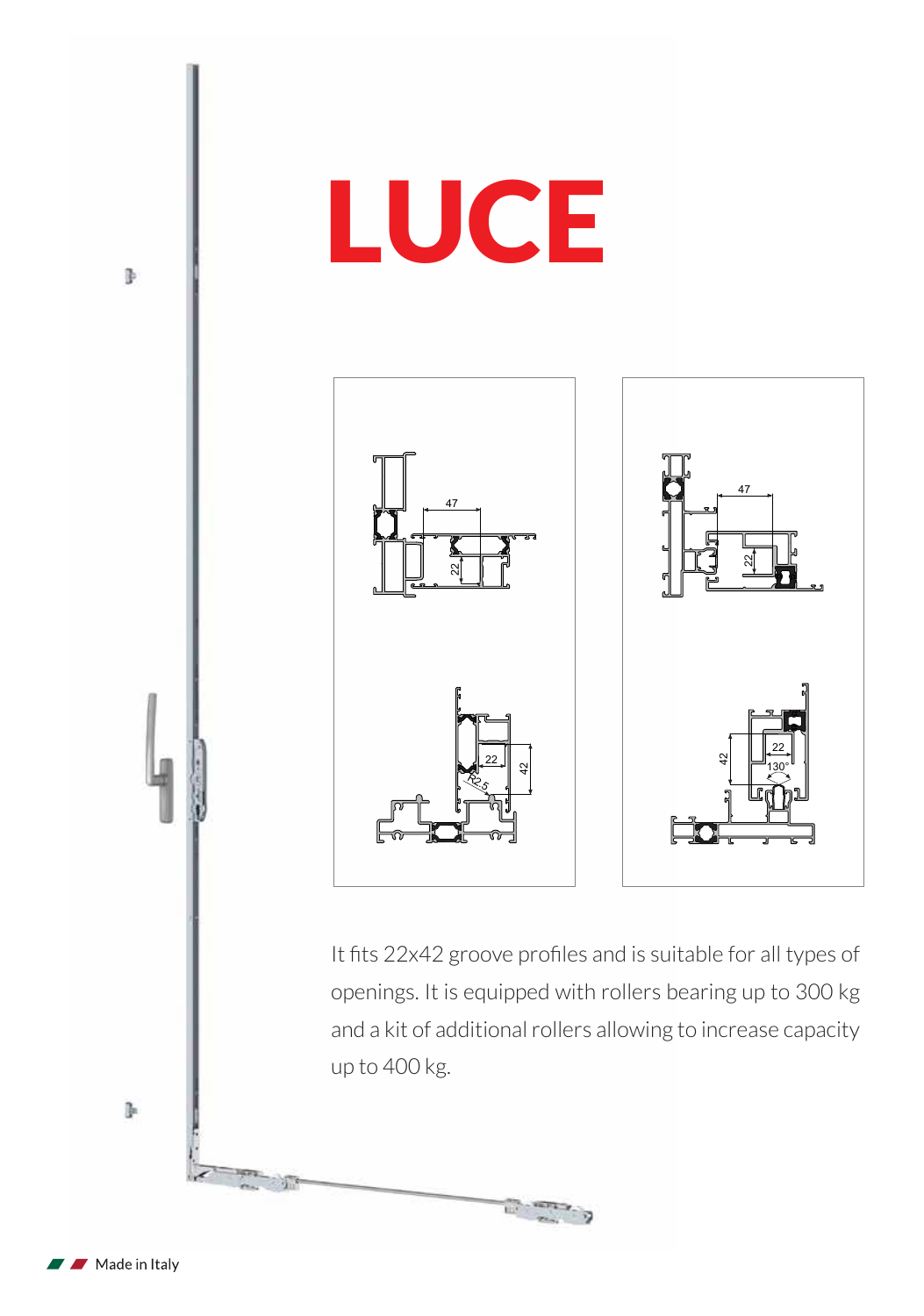# LUCE

It fits 22x42 groove profiles and is suitable for all types of openings. It is equipped with rollers bearing up to 300 kg and a kit of additional rollers allowing to increase capacity up to 400 kg.

Made in Italy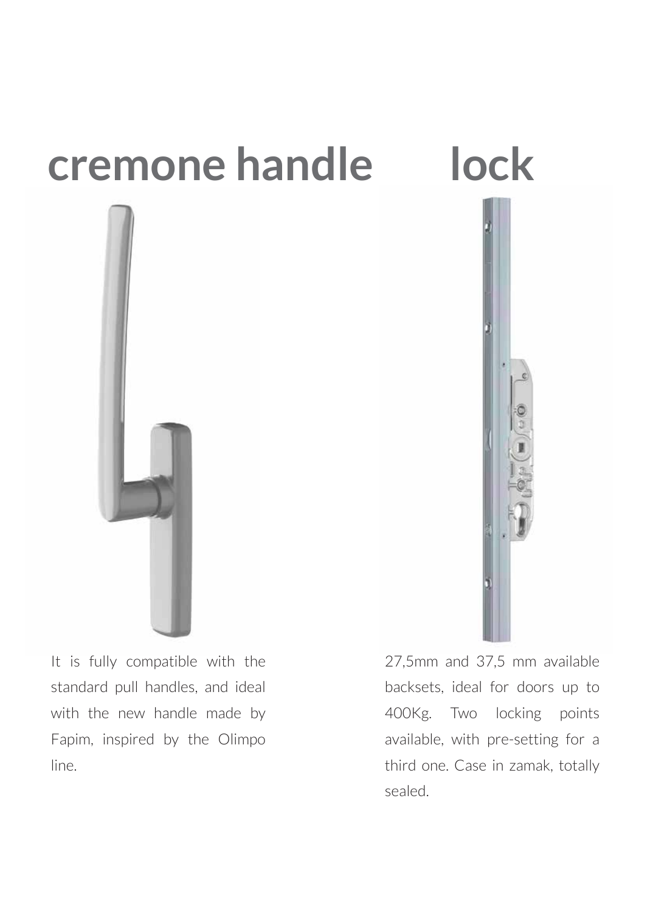# cremone handle

It is fully compatible with the standard pull handles, and ideal with the new handle made by Fapim, inspired by the Olimpo line.

# lock

27,5mm and 37,5 mm available backsets, ideal for doors up to 400Kg. Two locking points available, with pre-setting for a third one. Case in zamak, totally sealed.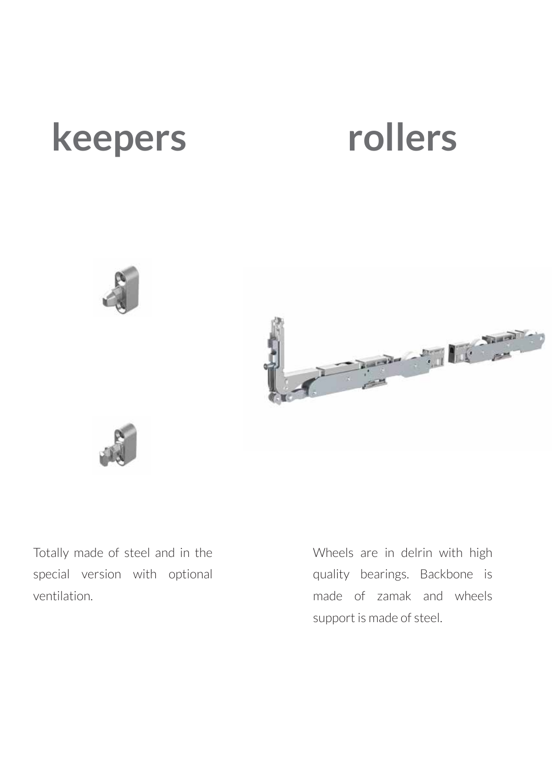## keepers

Totally made of steel and in the special version with optional ventilation.

## rollers

Wheels are in delrin with high quality bearings. Backbone is made of zamak and wheels support is made of steel.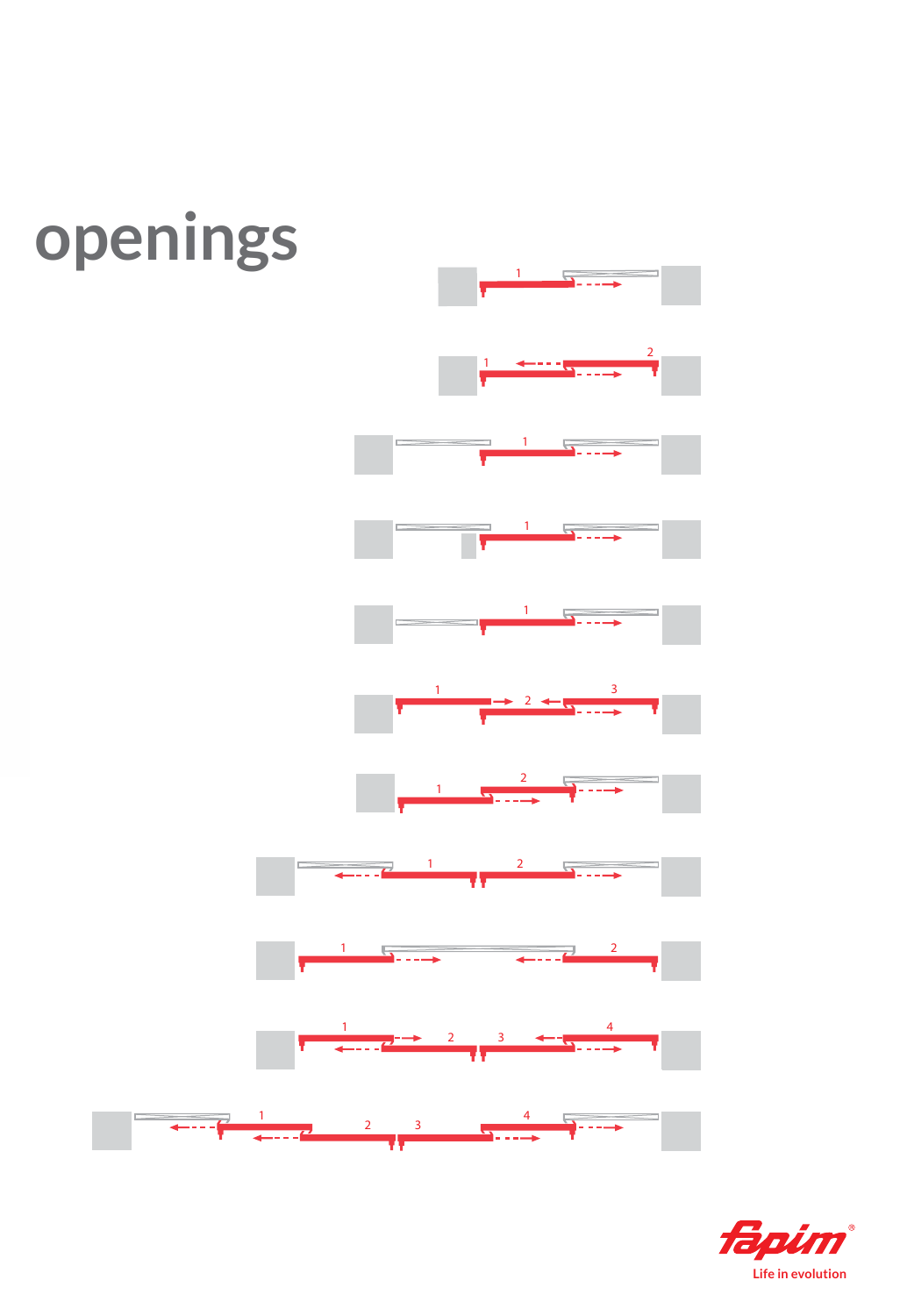# openings

1

1 2

1

1

1

1 2 3

1 2

1 2

1 2

1 2 3 4

1 2 3 4

Life in evolution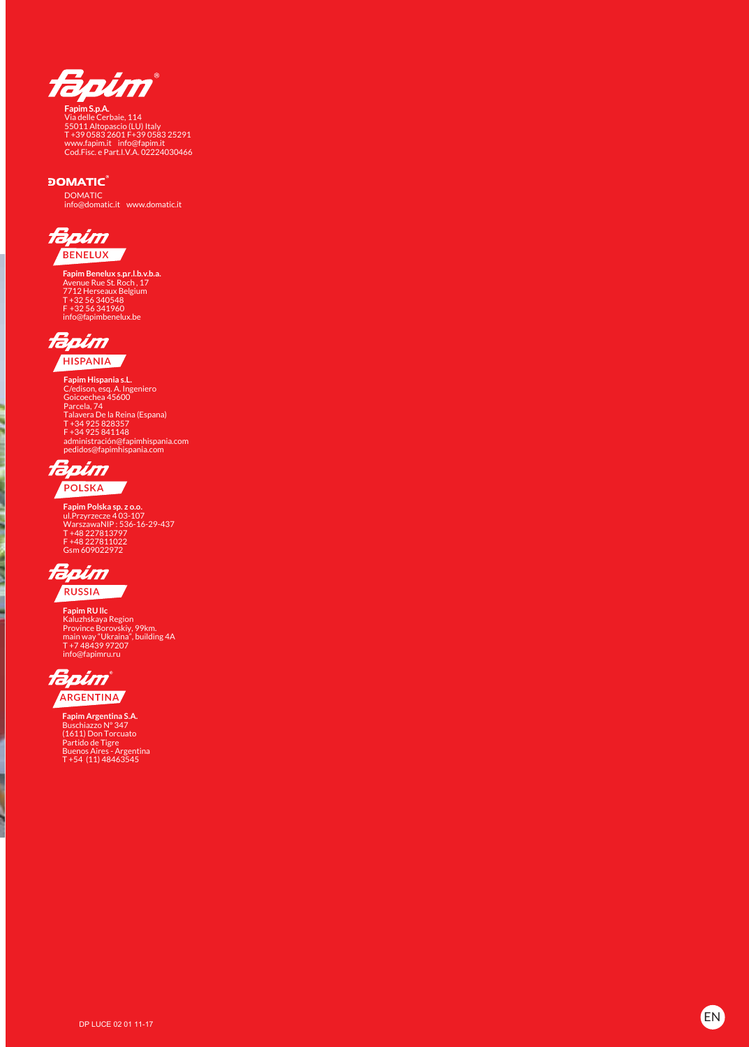fapim®

**Fapim S.p.A.**
Via delle Cerbaie, 114
55011 Altopascio (LU) Italy
T +39 0583 2601 F+39 0583 25291
www.fapim.it info@fapim.it
Cod.Fisc. e Part.I.V.A. 02224030466

DOMATIC®

DOMATIC
info@domatic.it www.domatic.it

fapim BENELUX

**Fapim Benelux s.pr.l.b.v.b.a.**
Avenue Rue St. Roch , 17
7712 Herseaux Belgium
T +32 56 340548
F +32 56 341960
info@fapimbenelux.be

fapim HISPANIA

**Fapim Hispania s.L.**
C/edison, esq. A. Ingeniero
Goicoechea 45600
Parcela, 74
Talavera De la Reina (Espana)
T +34 925 828357
F +34 925 841148
administración@fapimhispania.com
pedidos@fapimhispania.com

fapim POLSKA

**Fapim Polska sp. z o.o.**
ul.Przyrzecze 4 03-107
WarszawaNIP : 536-16-29-437
T +48 227813797
F +48 227811022
Gsm 609022972

fapim RUSSIA

**Fapim RU llc**
Kaluzhskaya Region
Province Borovskiy, 99km.
main way "Ukraina", building 4A
T +7 48439 97207
info@fapimru.ru

fapim® ARGENTINA

**Fapim Argentina S.A.**
Buschiazzo N° 347
(1611) Don Torcuato
Partido de Tigre
Buenos Aires - Argentina
T +54 (11) 48463545

DP LUCE 02 01 11-17

EN